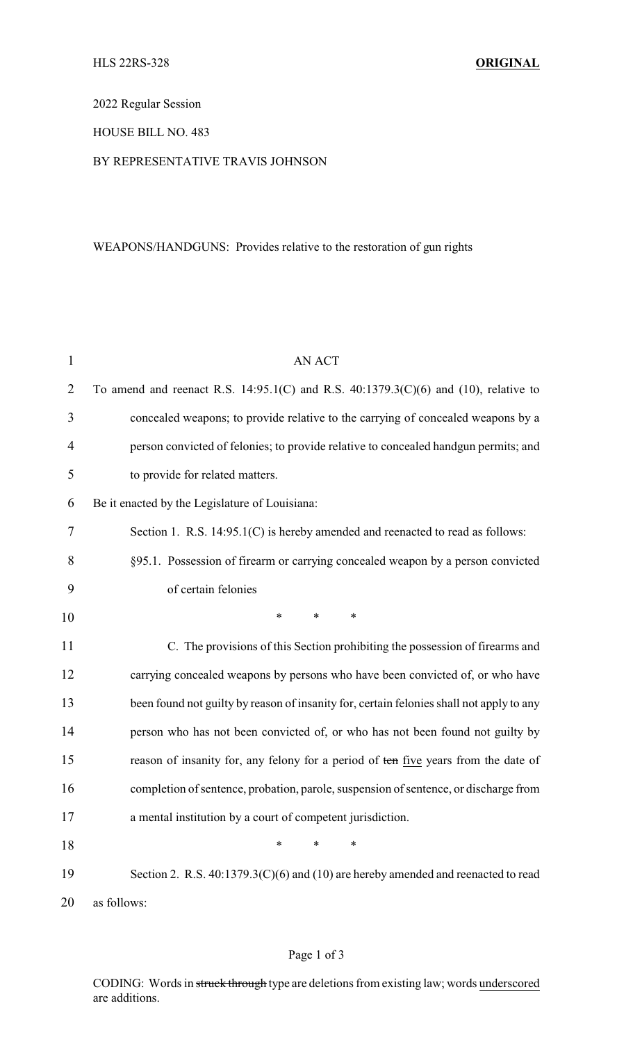HLS 22RS-328 **ORIGINAL**

2022 Regular Session

HOUSE BILL NO. 483

BY REPRESENTATIVE TRAVIS JOHNSON

WEAPONS/HANDGUNS: Provides relative to the restoration of gun rights

AN ACT

To amend and reenact R.S. 14:95.1(C) and R.S. 40:1379.3(C)(6) and (10), relative to concealed weapons; to provide relative to the carrying of concealed weapons by a person convicted of felonies; to provide relative to concealed handgun permits; and to provide for related matters.

Be it enacted by the Legislature of Louisiana:

Section 1. R.S. 14:95.1(C) is hereby amended and reenacted to read as follows:

§95.1. Possession of firearm or carrying concealed weapon by a person convicted of certain felonies

\* \* \*

C. The provisions of this Section prohibiting the possession of firearms and carrying concealed weapons by persons who have been convicted of, or who have been found not guilty by reason of insanity for, certain felonies shall not apply to any person who has not been convicted of, or who has not been found not guilty by reason of insanity for, any felony for a period of ~~ten~~ <u>five</u> years from the date of completion of sentence, probation, parole, suspension of sentence, or discharge from a mental institution by a court of competent jurisdiction.

\* \* \*

Section 2. R.S. 40:1379.3(C)(6) and (10) are hereby amended and reenacted to read as follows:

CODING: Words in ~~struck through~~ type are deletions from existing law; words <u>underscored</u> are additions.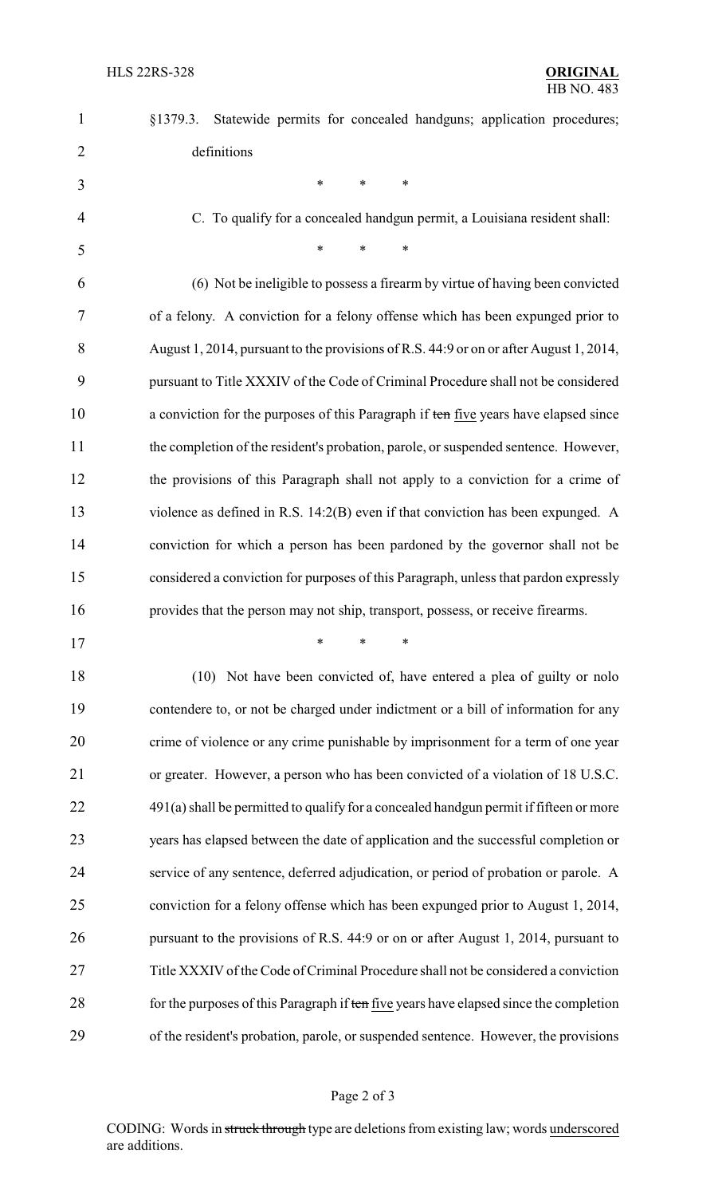§1379.3. Statewide permits for concealed handguns; application procedures; definitions

\* \* \*

C. To qualify for a concealed handgun permit, a Louisiana resident shall:

\* \* \*

(6) Not be ineligible to possess a firearm by virtue of having been convicted of a felony. A conviction for a felony offense which has been expunged prior to August 1, 2014, pursuant to the provisions of R.S. 44:9 or on or after August 1, 2014, pursuant to Title XXXIV of the Code of Criminal Procedure shall not be considered a conviction for the purposes of this Paragraph if ~~ten~~ <u>five</u> years have elapsed since the completion of the resident's probation, parole, or suspended sentence. However, the provisions of this Paragraph shall not apply to a conviction for a crime of violence as defined in R.S. 14:2(B) even if that conviction has been expunged. A conviction for which a person has been pardoned by the governor shall not be considered a conviction for purposes of this Paragraph, unless that pardon expressly provides that the person may not ship, transport, possess, or receive firearms.

\* \* \*

(10) Not have been convicted of, have entered a plea of guilty or nolo contendere to, or not be charged under indictment or a bill of information for any crime of violence or any crime punishable by imprisonment for a term of one year or greater. However, a person who has been convicted of a violation of 18 U.S.C. 491(a) shall be permitted to qualify for a concealed handgun permit if fifteen or more years has elapsed between the date of application and the successful completion or service of any sentence, deferred adjudication, or period of probation or parole. A conviction for a felony offense which has been expunged prior to August 1, 2014, pursuant to the provisions of R.S. 44:9 or on or after August 1, 2014, pursuant to Title XXXIV of the Code of Criminal Procedure shall not be considered a conviction for the purposes of this Paragraph if ~~ten~~ <u>five</u> years have elapsed since the completion of the resident's probation, parole, or suspended sentence. However, the provisions

CODING: Words in ~~struck through~~ type are deletions from existing law; words <u>underscored</u> are additions.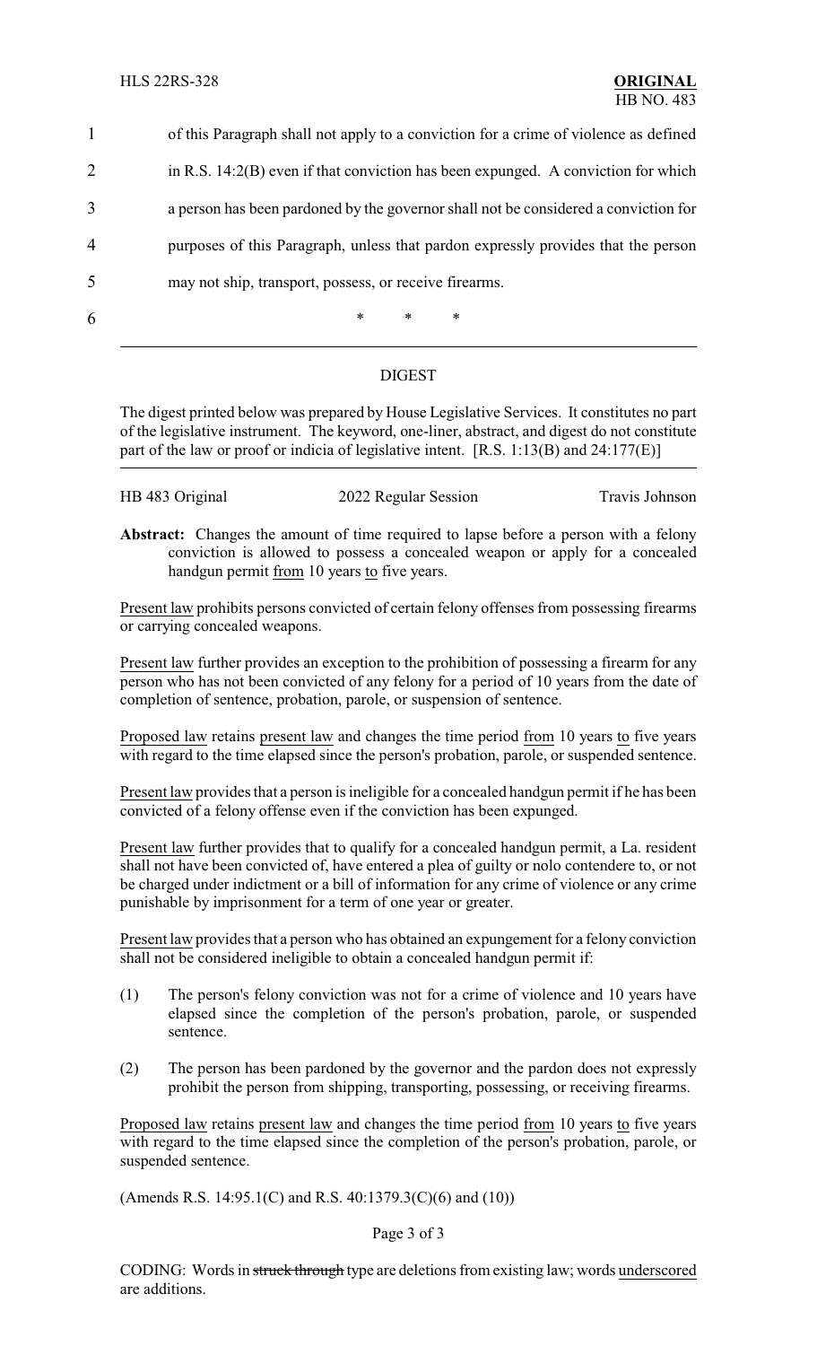of this Paragraph shall not apply to a conviction for a crime of violence as defined in R.S. 14:2(B) even if that conviction has been expunged. A conviction for which a person has been pardoned by the governor shall not be considered a conviction for purposes of this Paragraph, unless that pardon expressly provides that the person may not ship, transport, possess, or receive firearms.

\* \* \*

## DIGEST

The digest printed below was prepared by House Legislative Services. It constitutes no part of the legislative instrument. The keyword, one-liner, abstract, and digest do not constitute part of the law or proof or indicia of legislative intent. [R.S. 1:13(B) and 24:177(E)]

HB 483 Original | 2022 Regular Session | Travis Johnson

**Abstract:** Changes the amount of time required to lapse before a person with a felony conviction is allowed to possess a concealed weapon or apply for a concealed handgun permit from 10 years to five years.

Present law prohibits persons convicted of certain felony offenses from possessing firearms or carrying concealed weapons.

Present law further provides an exception to the prohibition of possessing a firearm for any person who has not been convicted of any felony for a period of 10 years from the date of completion of sentence, probation, parole, or suspension of sentence.

Proposed law retains present law and changes the time period from 10 years to five years with regard to the time elapsed since the person's probation, parole, or suspended sentence.

Present law provides that a person is ineligible for a concealed handgun permit if he has been convicted of a felony offense even if the conviction has been expunged.

Present law further provides that to qualify for a concealed handgun permit, a La. resident shall not have been convicted of, have entered a plea of guilty or nolo contendere to, or not be charged under indictment or a bill of information for any crime of violence or any crime punishable by imprisonment for a term of one year or greater.

Present law provides that a person who has obtained an expungement for a felony conviction shall not be considered ineligible to obtain a concealed handgun permit if:

(1) The person's felony conviction was not for a crime of violence and 10 years have elapsed since the completion of the person's probation, parole, or suspended sentence.

(2) The person has been pardoned by the governor and the pardon does not expressly prohibit the person from shipping, transporting, possessing, or receiving firearms.

Proposed law retains present law and changes the time period from 10 years to five years with regard to the time elapsed since the completion of the person's probation, parole, or suspended sentence.

(Amends R.S. 14:95.1(C) and R.S. 40:1379.3(C)(6) and (10))

CODING: Words in struck through type are deletions from existing law; words underscored are additions.